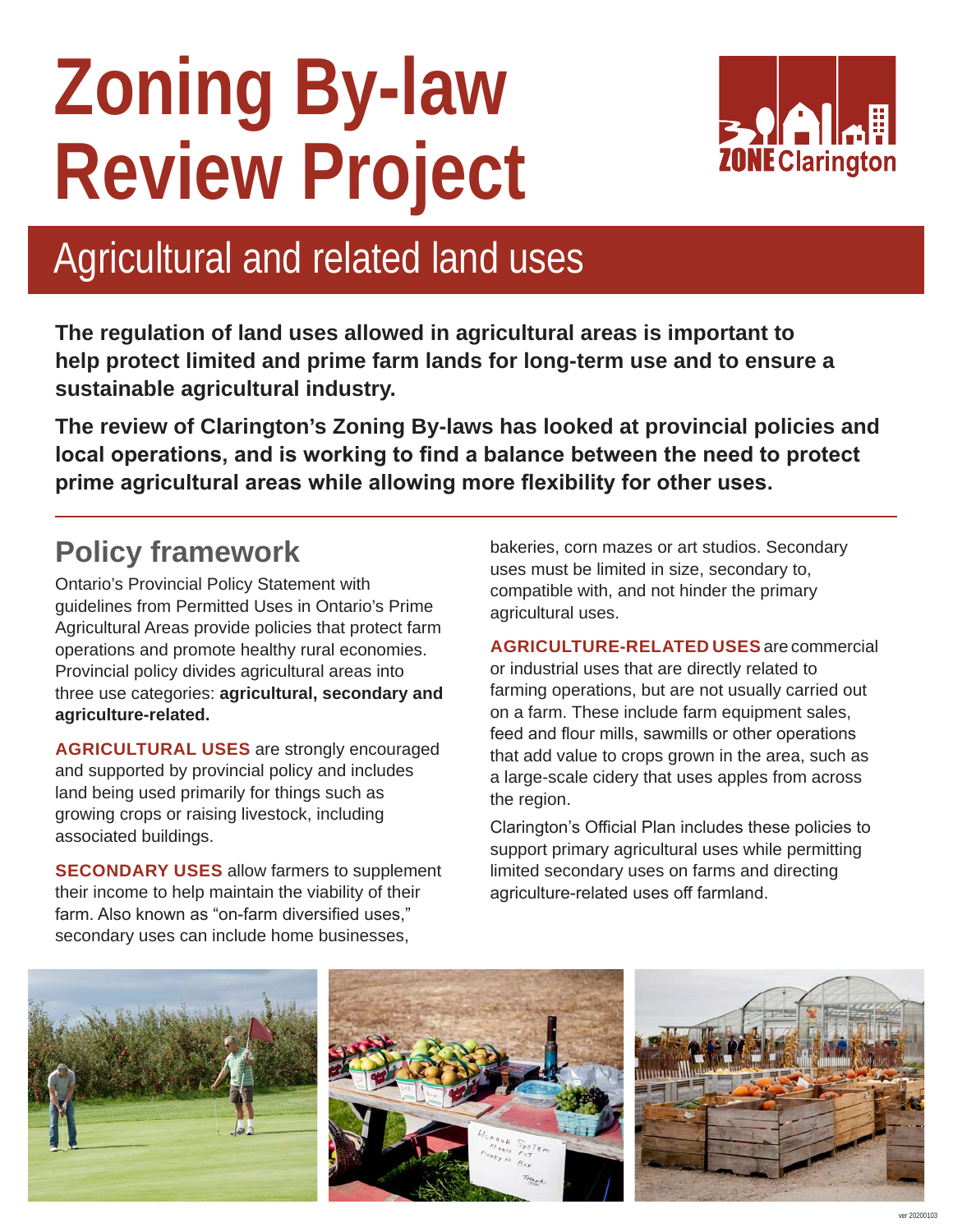# Zoning By-law Review Project

ZONE Clarington

## Agricultural and related land uses

**The regulation of land uses allowed in agricultural areas is important to help protect limited and prime farm lands for long-term use and to ensure a sustainable agricultural industry.**

**The review of Clarington's Zoning By-laws has looked at provincial policies and local operations, and is working to find a balance between the need to protect prime agricultural areas while allowing more flexibility for other uses.**

## Policy framework

Ontario's Provincial Policy Statement with guidelines from Permitted Uses in Ontario's Prime Agricultural Areas provide policies that protect farm operations and promote healthy rural economies. Provincial policy divides agricultural areas into three use categories: **agricultural, secondary and agriculture-related.**

**AGRICULTURAL USES** are strongly encouraged and supported by provincial policy and includes land being used primarily for things such as growing crops or raising livestock, including associated buildings.

**SECONDARY USES** allow farmers to supplement their income to help maintain the viability of their farm. Also known as "on-farm diversified uses," secondary uses can include home businesses, bakeries, corn mazes or art studios. Secondary uses must be limited in size, secondary to, compatible with, and not hinder the primary agricultural uses.

**AGRICULTURE-RELATED USES** are commercial or industrial uses that are directly related to farming operations, but are not usually carried out on a farm. These include farm equipment sales, feed and flour mills, sawmills or other operations that add value to crops grown in the area, such as a large-scale cidery that uses apples from across the region.

Clarington's Official Plan includes these policies to support primary agricultural uses while permitting limited secondary uses on farms and directing agriculture-related uses off farmland.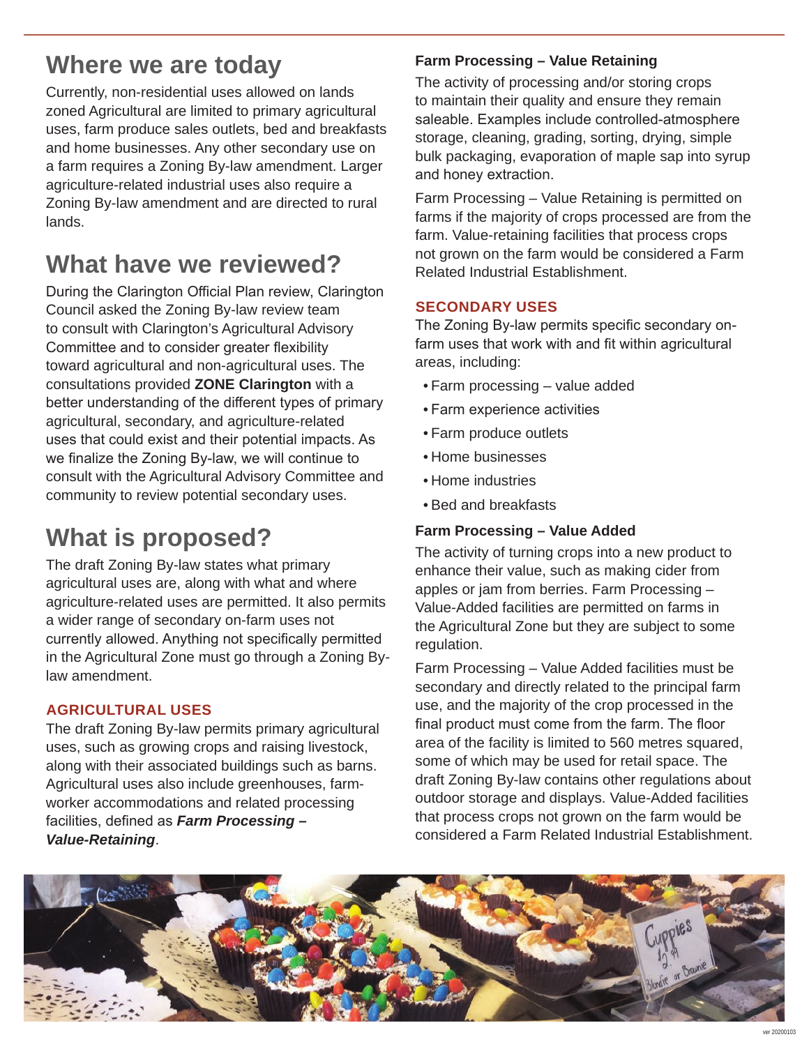## Where we are today

Currently, non-residential uses allowed on lands zoned Agricultural are limited to primary agricultural uses, farm produce sales outlets, bed and breakfasts and home businesses. Any other secondary use on a farm requires a Zoning By-law amendment. Larger agriculture-related industrial uses also require a Zoning By-law amendment and are directed to rural lands.

## What have we reviewed?

During the Clarington Official Plan review, Clarington Council asked the Zoning By-law review team to consult with Clarington's Agricultural Advisory Committee and to consider greater flexibility toward agricultural and non-agricultural uses. The consultations provided **ZONE Clarington** with a better understanding of the different types of primary agricultural, secondary, and agriculture-related uses that could exist and their potential impacts. As we finalize the Zoning By-law, we will continue to consult with the Agricultural Advisory Committee and community to review potential secondary uses.

## What is proposed?

The draft Zoning By-law states what primary agricultural uses are, along with what and where agriculture-related uses are permitted. It also permits a wider range of secondary on-farm uses not currently allowed. Anything not specifically permitted in the Agricultural Zone must go through a Zoning By-law amendment.

### AGRICULTURAL USES

The draft Zoning By-law permits primary agricultural uses, such as growing crops and raising livestock, along with their associated buildings such as barns. Agricultural uses also include greenhouses, farm-worker accommodations and related processing facilities, defined as ***Farm Processing – Value-Retaining***.

#### Farm Processing – Value Retaining

The activity of processing and/or storing crops to maintain their quality and ensure they remain saleable. Examples include controlled-atmosphere storage, cleaning, grading, sorting, drying, simple bulk packaging, evaporation of maple sap into syrup and honey extraction.

Farm Processing – Value Retaining is permitted on farms if the majority of crops processed are from the farm. Value-retaining facilities that process crops not grown on the farm would be considered a Farm Related Industrial Establishment.

### SECONDARY USES

The Zoning By-law permits specific secondary on-farm uses that work with and fit within agricultural areas, including:

- Farm processing – value added
- Farm experience activities
- Farm produce outlets
- Home businesses
- Home industries
- Bed and breakfasts

#### Farm Processing – Value Added

The activity of turning crops into a new product to enhance their value, such as making cider from apples or jam from berries. Farm Processing – Value-Added facilities are permitted on farms in the Agricultural Zone but they are subject to some regulation.

Farm Processing – Value Added facilities must be secondary and directly related to the principal farm use, and the majority of the crop processed in the final product must come from the farm. The floor area of the facility is limited to 560 metres squared, some of which may be used for retail space. The draft Zoning By-law contains other regulations about outdoor storage and displays. Value-Added facilities that process crops not grown on the farm would be considered a Farm Related Industrial Establishment.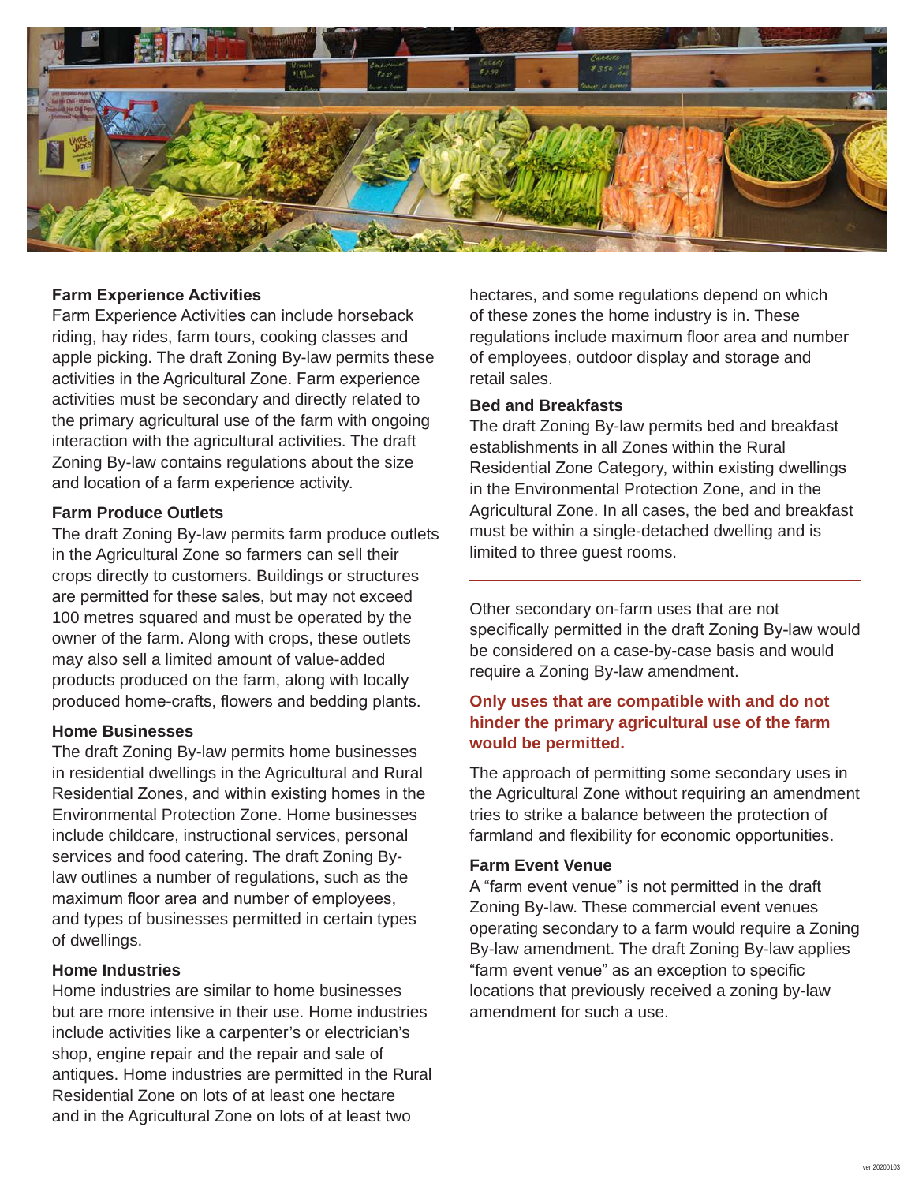### Farm Experience Activities

Farm Experience Activities can include horseback riding, hay rides, farm tours, cooking classes and apple picking. The draft Zoning By-law permits these activities in the Agricultural Zone. Farm experience activities must be secondary and directly related to the primary agricultural use of the farm with ongoing interaction with the agricultural activities. The draft Zoning By-law contains regulations about the size and location of a farm experience activity.

### Farm Produce Outlets

The draft Zoning By-law permits farm produce outlets in the Agricultural Zone so farmers can sell their crops directly to customers. Buildings or structures are permitted for these sales, but may not exceed 100 metres squared and must be operated by the owner of the farm. Along with crops, these outlets may also sell a limited amount of value-added products produced on the farm, along with locally produced home-crafts, flowers and bedding plants.

### Home Businesses

The draft Zoning By-law permits home businesses in residential dwellings in the Agricultural and Rural Residential Zones, and within existing homes in the Environmental Protection Zone. Home businesses include childcare, instructional services, personal services and food catering. The draft Zoning By-law outlines a number of regulations, such as the maximum floor area and number of employees, and types of businesses permitted in certain types of dwellings.

### Home Industries

Home industries are similar to home businesses but are more intensive in their use. Home industries include activities like a carpenter's or electrician's shop, engine repair and the repair and sale of antiques. Home industries are permitted in the Rural Residential Zone on lots of at least one hectare and in the Agricultural Zone on lots of at least two hectares, and some regulations depend on which of these zones the home industry is in. These regulations include maximum floor area and number of employees, outdoor display and storage and retail sales.

### Bed and Breakfasts

The draft Zoning By-law permits bed and breakfast establishments in all Zones within the Rural Residential Zone Category, within existing dwellings in the Environmental Protection Zone, and in the Agricultural Zone. In all cases, the bed and breakfast must be within a single-detached dwelling and is limited to three guest rooms.

---

Other secondary on-farm uses that are not specifically permitted in the draft Zoning By-law would be considered on a case-by-case basis and would require a Zoning By-law amendment.

**Only uses that are compatible with and do not hinder the primary agricultural use of the farm would be permitted.**

The approach of permitting some secondary uses in the Agricultural Zone without requiring an amendment tries to strike a balance between the protection of farmland and flexibility for economic opportunities.

### Farm Event Venue

A "farm event venue" is not permitted in the draft Zoning By-law. These commercial event venues operating secondary to a farm would require a Zoning By-law amendment. The draft Zoning By-law applies "farm event venue" as an exception to specific locations that previously received a zoning by-law amendment for such a use.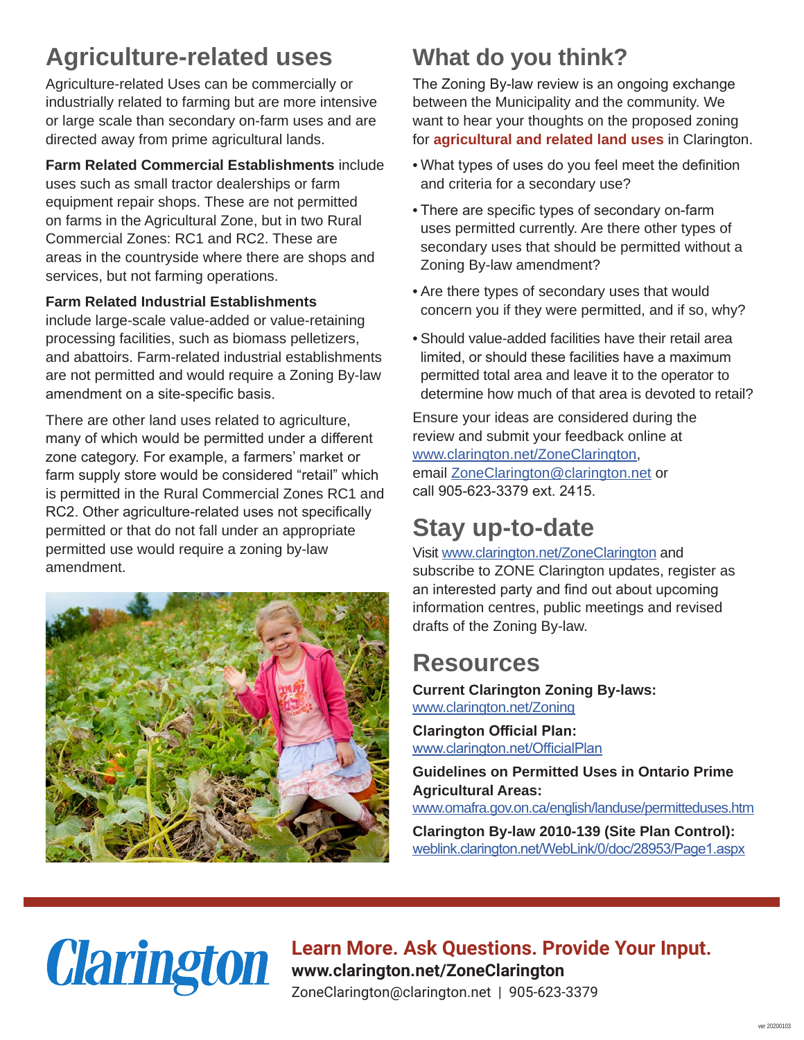## Agriculture-related uses

Agriculture-related Uses can be commercially or industrially related to farming but are more intensive or large scale than secondary on-farm uses and are directed away from prime agricultural lands.

**Farm Related Commercial Establishments** include uses such as small tractor dealerships or farm equipment repair shops. These are not permitted on farms in the Agricultural Zone, but in two Rural Commercial Zones: RC1 and RC2. These are areas in the countryside where there are shops and services, but not farming operations.

**Farm Related Industrial Establishments** include large-scale value-added or value-retaining processing facilities, such as biomass pelletizers, and abattoirs. Farm-related industrial establishments are not permitted and would require a Zoning By-law amendment on a site-specific basis.

There are other land uses related to agriculture, many of which would be permitted under a different zone category. For example, a farmers' market or farm supply store would be considered "retail" which is permitted in the Rural Commercial Zones RC1 and RC2. Other agriculture-related uses not specifically permitted or that do not fall under an appropriate permitted use would require a zoning by-law amendment.

## What do you think?

The Zoning By-law review is an ongoing exchange between the Municipality and the community. We want to hear your thoughts on the proposed zoning for **agricultural and related land uses** in Clarington.

- What types of uses do you feel meet the definition and criteria for a secondary use?
- There are specific types of secondary on-farm uses permitted currently. Are there other types of secondary uses that should be permitted without a Zoning By-law amendment?
- Are there types of secondary uses that would concern you if they were permitted, and if so, why?
- Should value-added facilities have their retail area limited, or should these facilities have a maximum permitted total area and leave it to the operator to determine how much of that area is devoted to retail?

Ensure your ideas are considered during the review and submit your feedback online at www.clarington.net/ZoneClarington, email ZoneClarington@clarington.net or call 905-623-3379 ext. 2415.

## Stay up-to-date

Visit www.clarington.net/ZoneClarington and subscribe to ZONE Clarington updates, register as an interested party and find out about upcoming information centres, public meetings and revised drafts of the Zoning By-law.

## Resources

**Current Clarington Zoning By-laws:**
www.clarington.net/Zoning

**Clarington Official Plan:**
www.clarington.net/OfficialPlan

**Guidelines on Permitted Uses in Ontario Prime Agricultural Areas:**
www.omafra.gov.on.ca/english/landuse/permitteduses.htm

**Clarington By-law 2010-139 (Site Plan Control):**
weblink.clarington.net/WebLink/0/doc/28953/Page1.aspx

Clarington

**Learn More. Ask Questions. Provide Your Input.**
**www.clarington.net/ZoneClarington**
ZoneClarington@clarington.net | 905-623-3379

ver 20200103